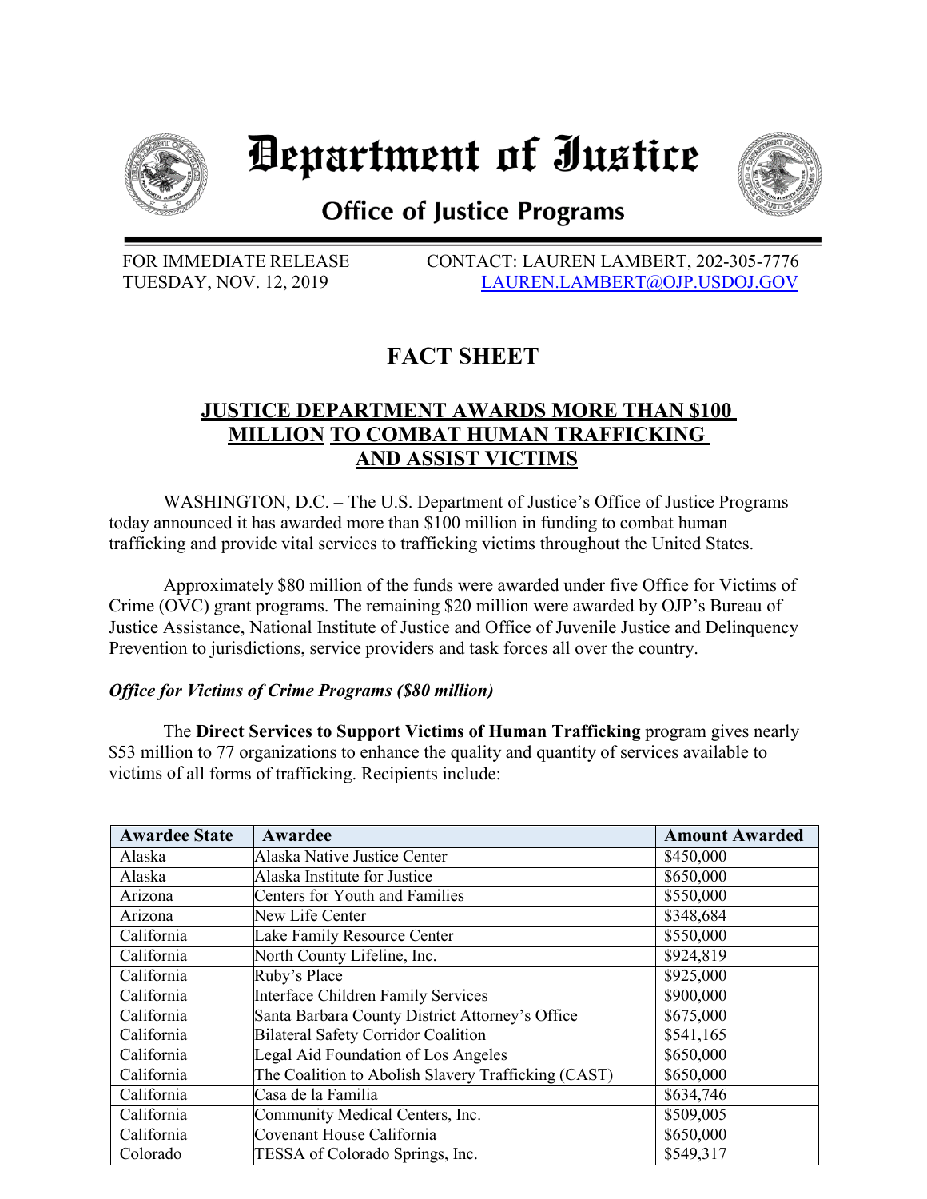# Department of Justice

## Office of Justice Programs

FOR IMMEDIATE RELEASE
TUESDAY, NOV. 12, 2019

CONTACT: LAUREN LAMBERT, 202-305-7776
LAUREN.LAMBERT@OJP.USDOJ.GOV

## FACT SHEET

### JUSTICE DEPARTMENT AWARDS MORE THAN $100 MILLION TO COMBAT HUMAN TRAFFICKING AND ASSIST VICTIMS

WASHINGTON, D.C. – The U.S. Department of Justice's Office of Justice Programs today announced it has awarded more than $100 million in funding to combat human trafficking and provide vital services to trafficking victims throughout the United States.

Approximately $80 million of the funds were awarded under five Office for Victims of Crime (OVC) grant programs. The remaining $20 million were awarded by OJP's Bureau of Justice Assistance, National Institute of Justice and Office of Juvenile Justice and Delinquency Prevention to jurisdictions, service providers and task forces all over the country.

***Office for Victims of Crime Programs ($80 million)***

The **Direct Services to Support Victims of Human Trafficking** program gives nearly $53 million to 77 organizations to enhance the quality and quantity of services available to victims of all forms of trafficking. Recipients include:

| Awardee State | Awardee | Amount Awarded |
|---|---|---|
| Alaska | Alaska Native Justice Center | $450,000 |
| Alaska | Alaska Institute for Justice | $650,000 |
| Arizona | Centers for Youth and Families | $550,000 |
| Arizona | New Life Center | $348,684 |
| California | Lake Family Resource Center | $550,000 |
| California | North County Lifeline, Inc. | $924,819 |
| California | Ruby's Place | $925,000 |
| California | Interface Children Family Services | $900,000 |
| California | Santa Barbara County District Attorney's Office | $675,000 |
| California | Bilateral Safety Corridor Coalition | $541,165 |
| California | Legal Aid Foundation of Los Angeles | $650,000 |
| California | The Coalition to Abolish Slavery Trafficking (CAST) | $650,000 |
| California | Casa de la Familia | $634,746 |
| California | Community Medical Centers, Inc. | $509,005 |
| California | Covenant House California | $650,000 |
| Colorado | TESSA of Colorado Springs, Inc. | $549,317 |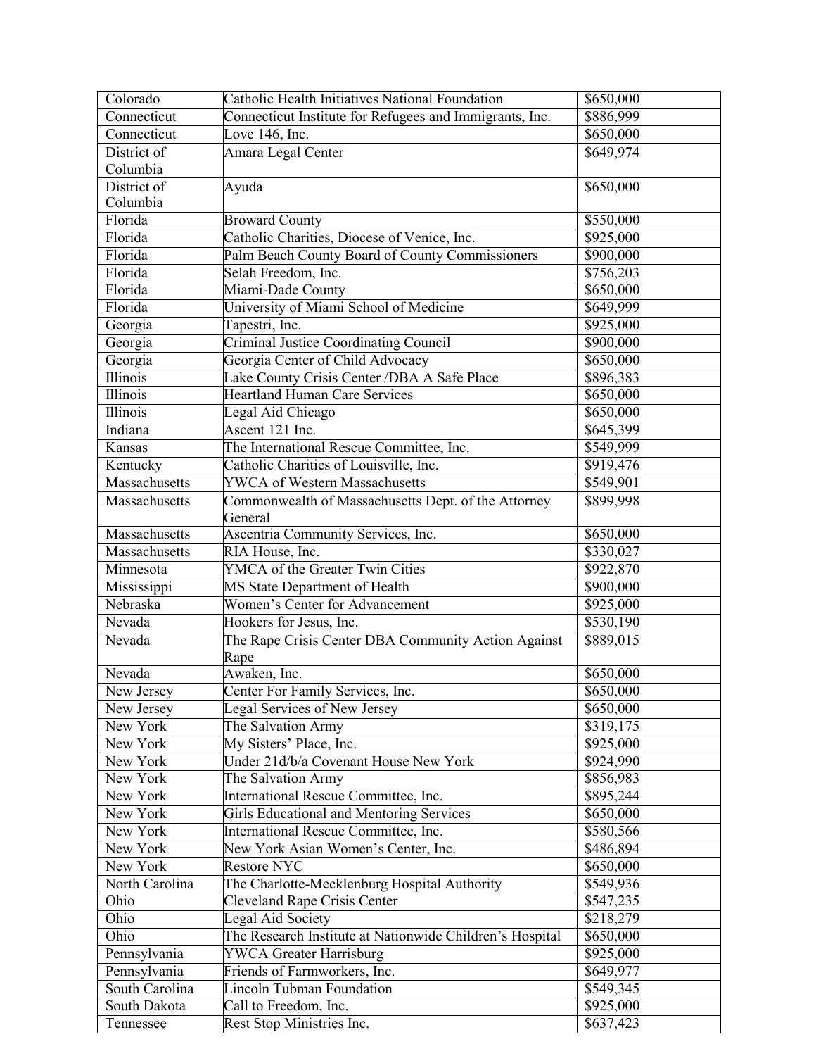| | | |
|---|---|---|
| Colorado | Catholic Health Initiatives National Foundation | $650,000 |
| Connecticut | Connecticut Institute for Refugees and Immigrants, Inc. | $886,999 |
| Connecticut | Love 146, Inc. | $650,000 |
| District of Columbia | Amara Legal Center | $649,974 |
| District of Columbia | Ayuda | $650,000 |
| Florida | Broward County | $550,000 |
| Florida | Catholic Charities, Diocese of Venice, Inc. | $925,000 |
| Florida | Palm Beach County Board of County Commissioners | $900,000 |
| Florida | Selah Freedom, Inc. | $756,203 |
| Florida | Miami-Dade County | $650,000 |
| Florida | University of Miami School of Medicine | $649,999 |
| Georgia | Tapestri, Inc. | $925,000 |
| Georgia | Criminal Justice Coordinating Council | $900,000 |
| Georgia | Georgia Center of Child Advocacy | $650,000 |
| Illinois | Lake County Crisis Center /DBA A Safe Place | $896,383 |
| Illinois | Heartland Human Care Services | $650,000 |
| Illinois | Legal Aid Chicago | $650,000 |
| Indiana | Ascent 121 Inc. | $645,399 |
| Kansas | The International Rescue Committee, Inc. | $549,999 |
| Kentucky | Catholic Charities of Louisville, Inc. | $919,476 |
| Massachusetts | YWCA of Western Massachusetts | $549,901 |
| Massachusetts | Commonwealth of Massachusetts Dept. of the Attorney General | $899,998 |
| Massachusetts | Ascentria Community Services, Inc. | $650,000 |
| Massachusetts | RIA House, Inc. | $330,027 |
| Minnesota | YMCA of the Greater Twin Cities | $922,870 |
| Mississippi | MS State Department of Health | $900,000 |
| Nebraska | Women's Center for Advancement | $925,000 |
| Nevada | Hookers for Jesus, Inc. | $530,190 |
| Nevada | The Rape Crisis Center DBA Community Action Against Rape | $889,015 |
| Nevada | Awaken, Inc. | $650,000 |
| New Jersey | Center For Family Services, Inc. | $650,000 |
| New Jersey | Legal Services of New Jersey | $650,000 |
| New York | The Salvation Army | $319,175 |
| New York | My Sisters' Place, Inc. | $925,000 |
| New York | Under 21d/b/a Covenant House New York | $924,990 |
| New York | The Salvation Army | $856,983 |
| New York | International Rescue Committee, Inc. | $895,244 |
| New York | Girls Educational and Mentoring Services | $650,000 |
| New York | International Rescue Committee, Inc. | $580,566 |
| New York | New York Asian Women's Center, Inc. | $486,894 |
| New York | Restore NYC | $650,000 |
| North Carolina | The Charlotte-Mecklenburg Hospital Authority | $549,936 |
| Ohio | Cleveland Rape Crisis Center | $547,235 |
| Ohio | Legal Aid Society | $218,279 |
| Ohio | The Research Institute at Nationwide Children's Hospital | $650,000 |
| Pennsylvania | YWCA Greater Harrisburg | $925,000 |
| Pennsylvania | Friends of Farmworkers, Inc. | $649,977 |
| South Carolina | Lincoln Tubman Foundation | $549,345 |
| South Dakota | Call to Freedom, Inc. | $925,000 |
| Tennessee | Rest Stop Ministries Inc. | $637,423 |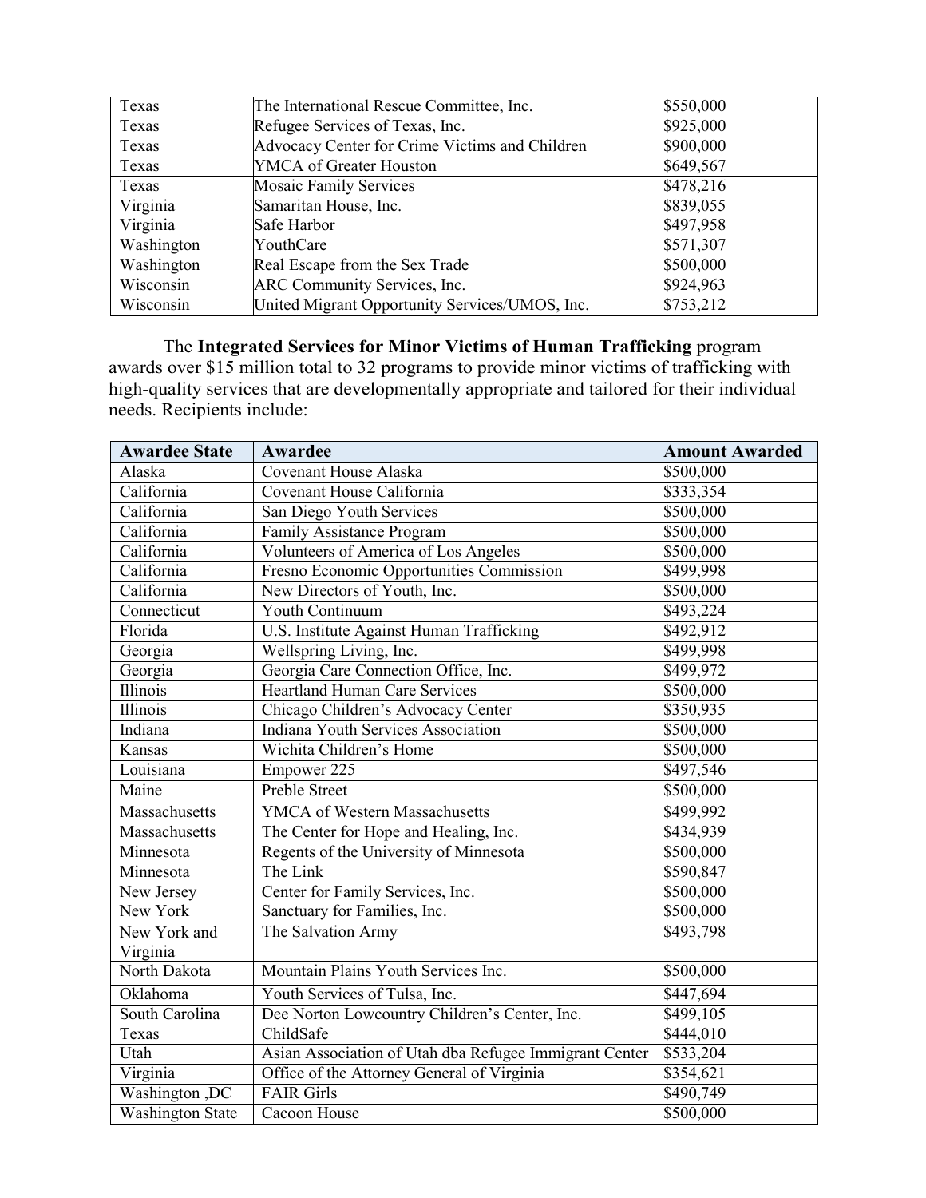| Texas | The International Rescue Committee, Inc. | $550,000 |
|---|---|---|
| Texas | Refugee Services of Texas, Inc. | $925,000 |
| Texas | Advocacy Center for Crime Victims and Children | $900,000 |
| Texas | YMCA of Greater Houston | $649,567 |
| Texas | Mosaic Family Services | $478,216 |
| Virginia | Samaritan House, Inc. | $839,055 |
| Virginia | Safe Harbor | $497,958 |
| Washington | YouthCare | $571,307 |
| Washington | Real Escape from the Sex Trade | $500,000 |
| Wisconsin | ARC Community Services, Inc. | $924,963 |
| Wisconsin | United Migrant Opportunity Services/UMOS, Inc. | $753,212 |

The **Integrated Services for Minor Victims of Human Trafficking** program awards over $15 million total to 32 programs to provide minor victims of trafficking with high-quality services that are developmentally appropriate and tailored for their individual needs. Recipients include:

| Awardee State | Awardee | Amount Awarded |
|---|---|---|
| Alaska | Covenant House Alaska | $500,000 |
| California | Covenant House California | $333,354 |
| California | San Diego Youth Services | $500,000 |
| California | Family Assistance Program | $500,000 |
| California | Volunteers of America of Los Angeles | $500,000 |
| California | Fresno Economic Opportunities Commission | $499,998 |
| California | New Directors of Youth, Inc. | $500,000 |
| Connecticut | Youth Continuum | $493,224 |
| Florida | U.S. Institute Against Human Trafficking | $492,912 |
| Georgia | Wellspring Living, Inc. | $499,998 |
| Georgia | Georgia Care Connection Office, Inc. | $499,972 |
| Illinois | Heartland Human Care Services | $500,000 |
| Illinois | Chicago Children's Advocacy Center | $350,935 |
| Indiana | Indiana Youth Services Association | $500,000 |
| Kansas | Wichita Children's Home | $500,000 |
| Louisiana | Empower 225 | $497,546 |
| Maine | Preble Street | $500,000 |
| Massachusetts | YMCA of Western Massachusetts | $499,992 |
| Massachusetts | The Center for Hope and Healing, Inc. | $434,939 |
| Minnesota | Regents of the University of Minnesota | $500,000 |
| Minnesota | The Link | $590,847 |
| New Jersey | Center for Family Services, Inc. | $500,000 |
| New York | Sanctuary for Families, Inc. | $500,000 |
| New York and Virginia | The Salvation Army | $493,798 |
| North Dakota | Mountain Plains Youth Services Inc. | $500,000 |
| Oklahoma | Youth Services of Tulsa, Inc. | $447,694 |
| South Carolina | Dee Norton Lowcountry Children's Center, Inc. | $499,105 |
| Texas | ChildSafe | $444,010 |
| Utah | Asian Association of Utah dba Refugee Immigrant Center | $533,204 |
| Virginia | Office of the Attorney General of Virginia | $354,621 |
| Washington ,DC | FAIR Girls | $490,749 |
| Washington State | Cacoon House | $500,000 |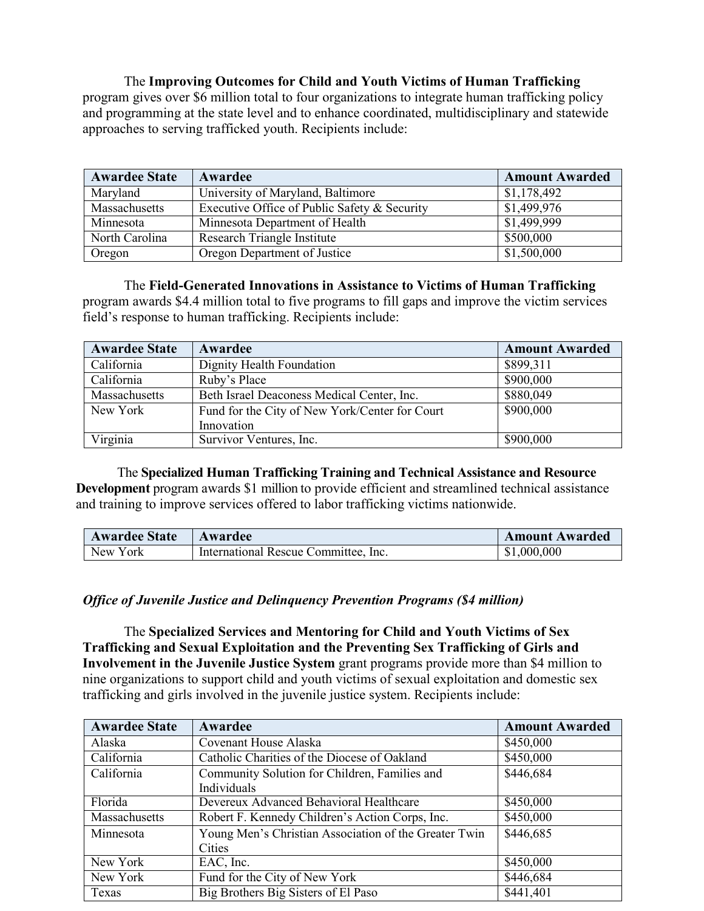The **Improving Outcomes for Child and Youth Victims of Human Trafficking** program gives over $6 million total to four organizations to integrate human trafficking policy and programming at the state level and to enhance coordinated, multidisciplinary and statewide approaches to serving trafficked youth. Recipients include:

| Awardee State | Awardee | Amount Awarded |
|---|---|---|
| Maryland | University of Maryland, Baltimore | $1,178,492 |
| Massachusetts | Executive Office of Public Safety & Security | $1,499,976 |
| Minnesota | Minnesota Department of Health | $1,499,999 |
| North Carolina | Research Triangle Institute | $500,000 |
| Oregon | Oregon Department of Justice | $1,500,000 |

The **Field-Generated Innovations in Assistance to Victims of Human Trafficking** program awards $4.4 million total to five programs to fill gaps and improve the victim services field's response to human trafficking. Recipients include:

| Awardee State | Awardee | Amount Awarded |
|---|---|---|
| California | Dignity Health Foundation | $899,311 |
| California | Ruby's Place | $900,000 |
| Massachusetts | Beth Israel Deaconess Medical Center, Inc. | $880,049 |
| New York | Fund for the City of New York/Center for Court Innovation | $900,000 |
| Virginia | Survivor Ventures, Inc. | $900,000 |

The **Specialized Human Trafficking Training and Technical Assistance and Resource Development** program awards $1 million to provide efficient and streamlined technical assistance and training to improve services offered to labor trafficking victims nationwide.

| Awardee State | Awardee | Amount Awarded |
|---|---|---|
| New York | International Rescue Committee, Inc. | $1,000,000 |

***Office of Juvenile Justice and Delinquency Prevention Programs ($4 million)***

The **Specialized Services and Mentoring for Child and Youth Victims of Sex Trafficking and Sexual Exploitation and the Preventing Sex Trafficking of Girls and Involvement in the Juvenile Justice System** grant programs provide more than $4 million to nine organizations to support child and youth victims of sexual exploitation and domestic sex trafficking and girls involved in the juvenile justice system. Recipients include:

| Awardee State | Awardee | Amount Awarded |
|---|---|---|
| Alaska | Covenant House Alaska | $450,000 |
| California | Catholic Charities of the Diocese of Oakland | $450,000 |
| California | Community Solution for Children, Families and Individuals | $446,684 |
| Florida | Devereux Advanced Behavioral Healthcare | $450,000 |
| Massachusetts | Robert F. Kennedy Children's Action Corps, Inc. | $450,000 |
| Minnesota | Young Men's Christian Association of the Greater Twin Cities | $446,685 |
| New York | EAC, Inc. | $450,000 |
| New York | Fund for the City of New York | $446,684 |
| Texas | Big Brothers Big Sisters of El Paso | $441,401 |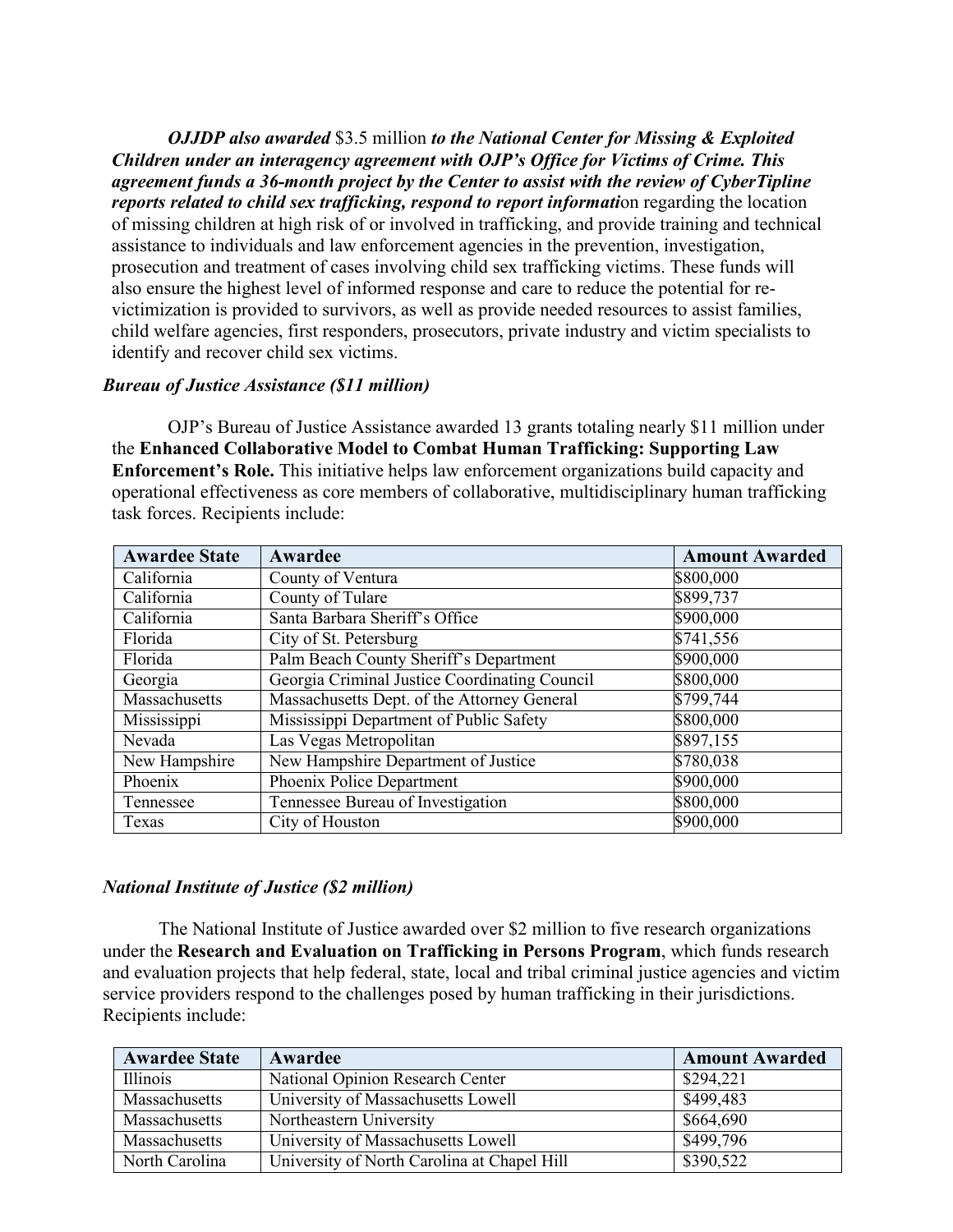***OJJDP also awarded*** $3.5 million ***to the National Center for Missing & Exploited Children under an interagency agreement with OJP's Office for Victims of Crime. This agreement funds a 36-month project by the Center to assist with the review of CyberTipline reports related to child sex trafficking, respond to report informati***on regarding the location of missing children at high risk of or involved in trafficking, and provide training and technical assistance to individuals and law enforcement agencies in the prevention, investigation, prosecution and treatment of cases involving child sex trafficking victims. These funds will also ensure the highest level of informed response and care to reduce the potential for re-victimization is provided to survivors, as well as provide needed resources to assist families, child welfare agencies, first responders, prosecutors, private industry and victim specialists to identify and recover child sex victims.

### *Bureau of Justice Assistance ($11 million)*

OJP's Bureau of Justice Assistance awarded 13 grants totaling nearly $11 million under the **Enhanced Collaborative Model to Combat Human Trafficking: Supporting Law Enforcement's Role.** This initiative helps law enforcement organizations build capacity and operational effectiveness as core members of collaborative, multidisciplinary human trafficking task forces. Recipients include:

| Awardee State | Awardee | Amount Awarded |
|---|---|---|
| California | County of Ventura | $800,000 |
| California | County of Tulare | $899,737 |
| California | Santa Barbara Sheriff's Office | $900,000 |
| Florida | City of St. Petersburg | $741,556 |
| Florida | Palm Beach County Sheriff's Department | $900,000 |
| Georgia | Georgia Criminal Justice Coordinating Council | $800,000 |
| Massachusetts | Massachusetts Dept. of the Attorney General | $799,744 |
| Mississippi | Mississippi Department of Public Safety | $800,000 |
| Nevada | Las Vegas Metropolitan | $897,155 |
| New Hampshire | New Hampshire Department of Justice | $780,038 |
| Phoenix | Phoenix Police Department | $900,000 |
| Tennessee | Tennessee Bureau of Investigation | $800,000 |
| Texas | City of Houston | $900,000 |

### *National Institute of Justice ($2 million)*

The National Institute of Justice awarded over $2 million to five research organizations under the **Research and Evaluation on Trafficking in Persons Program**, which funds research and evaluation projects that help federal, state, local and tribal criminal justice agencies and victim service providers respond to the challenges posed by human trafficking in their jurisdictions. Recipients include:

| Awardee State | Awardee | Amount Awarded |
|---|---|---|
| Illinois | National Opinion Research Center | $294,221 |
| Massachusetts | University of Massachusetts Lowell | $499,483 |
| Massachusetts | Northeastern University | $664,690 |
| Massachusetts | University of Massachusetts Lowell | $499,796 |
| North Carolina | University of North Carolina at Chapel Hill | $390,522 |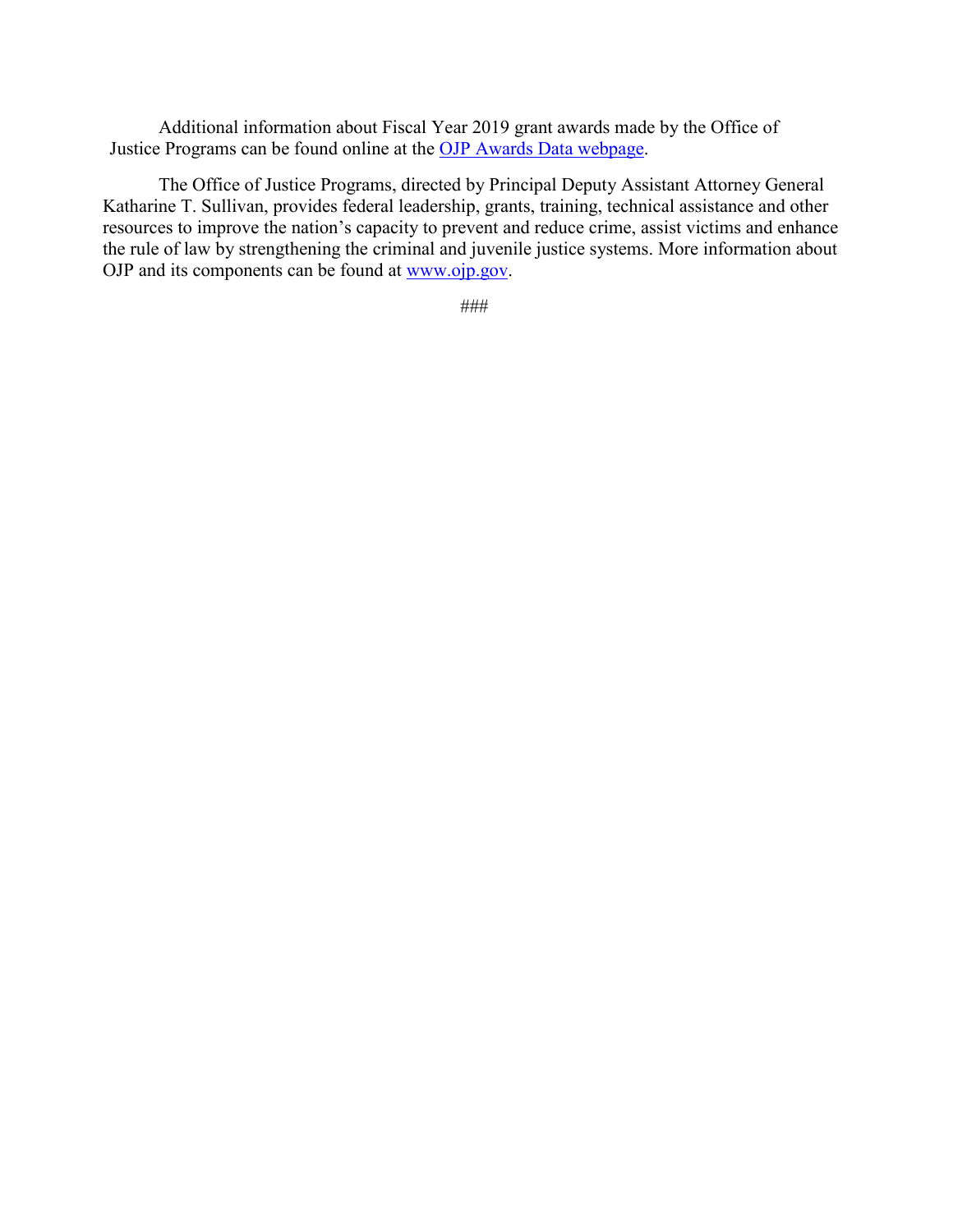Additional information about Fiscal Year 2019 grant awards made by the Office of Justice Programs can be found online at the [OJP Awards Data webpage](https://www.ojp.gov).

The Office of Justice Programs, directed by Principal Deputy Assistant Attorney General Katharine T. Sullivan, provides federal leadership, grants, training, technical assistance and other resources to improve the nation's capacity to prevent and reduce crime, assist victims and enhance the rule of law by strengthening the criminal and juvenile justice systems. More information about OJP and its components can be found at [www.ojp.gov](http://www.ojp.gov).

###